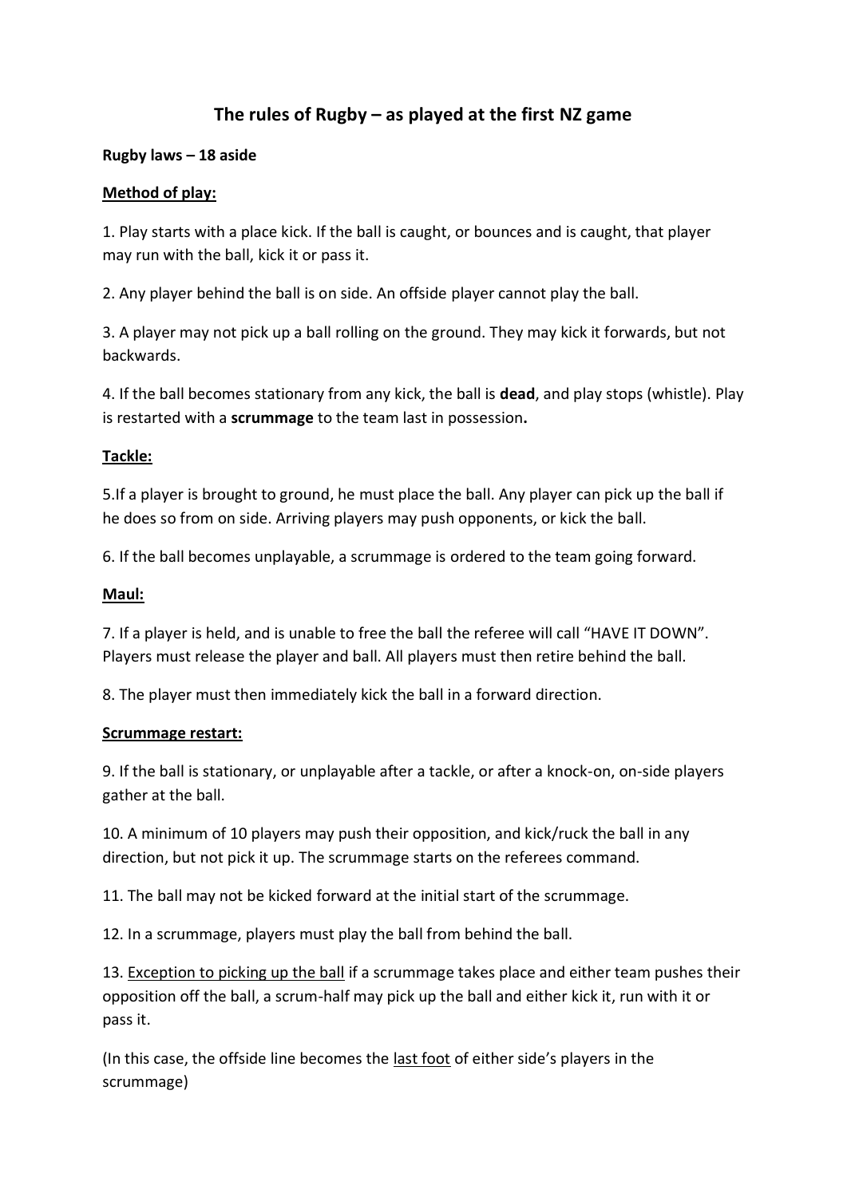# The rules of Rugby – as played at the first NZ game

**Rugby laws – 18 aside**

**<u>Method of play:</u>**

1. Play starts with a place kick. If the ball is caught, or bounces and is caught, that player may run with the ball, kick it or pass it.

2. Any player behind the ball is on side. An offside player cannot play the ball.

3. A player may not pick up a ball rolling on the ground. They may kick it forwards, but not backwards.

4. If the ball becomes stationary from any kick, the ball is **dead**, and play stops (whistle). Play is restarted with a **scrummage** to the team last in possession**.**

**<u>Tackle:</u>**

5.If a player is brought to ground, he must place the ball. Any player can pick up the ball if he does so from on side. Arriving players may push opponents, or kick the ball.

6. If the ball becomes unplayable, a scrummage is ordered to the team going forward.

**<u>Maul:</u>**

7. If a player is held, and is unable to free the ball the referee will call "HAVE IT DOWN". Players must release the player and ball. All players must then retire behind the ball.

8. The player must then immediately kick the ball in a forward direction.

**<u>Scrummage restart:</u>**

9. If the ball is stationary, or unplayable after a tackle, or after a knock-on, on-side players gather at the ball.

10. A minimum of 10 players may push their opposition, and kick/ruck the ball in any direction, but not pick it up. The scrummage starts on the referees command.

11. The ball may not be kicked forward at the initial start of the scrummage.

12. In a scrummage, players must play the ball from behind the ball.

13. <u>Exception to picking up the ball</u> if a scrummage takes place and either team pushes their opposition off the ball, a scrum-half may pick up the ball and either kick it, run with it or pass it.

(In this case, the offside line becomes the <u>last foot</u> of either side's players in the scrummage)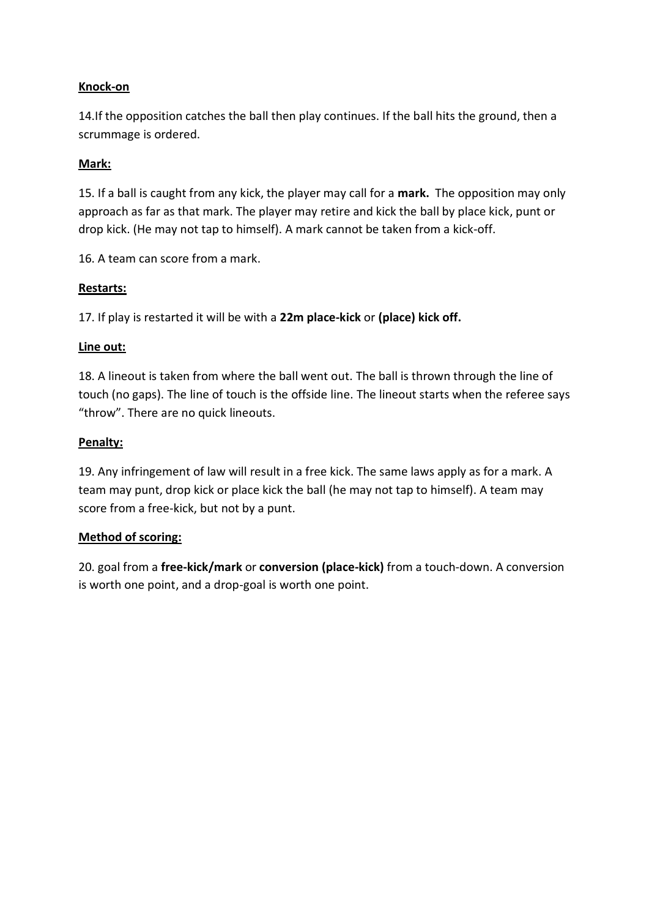**Knock-on**

14.If the opposition catches the ball then play continues. If the ball hits the ground, then a scrummage is ordered.

**Mark:**

15. If a ball is caught from any kick, the player may call for a **mark.** The opposition may only approach as far as that mark. The player may retire and kick the ball by place kick, punt or drop kick. (He may not tap to himself). A mark cannot be taken from a kick-off.

16. A team can score from a mark.

**Restarts:**

17. If play is restarted it will be with a **22m place-kick** or **(place) kick off.**

**Line out:**

18. A lineout is taken from where the ball went out. The ball is thrown through the line of touch (no gaps). The line of touch is the offside line. The lineout starts when the referee says "throw". There are no quick lineouts.

**Penalty:**

19. Any infringement of law will result in a free kick. The same laws apply as for a mark. A team may punt, drop kick or place kick the ball (he may not tap to himself). A team may score from a free-kick, but not by a punt.

**Method of scoring:**

20. goal from a **free-kick/mark** or **conversion (place-kick)** from a touch-down. A conversion is worth one point, and a drop-goal is worth one point.